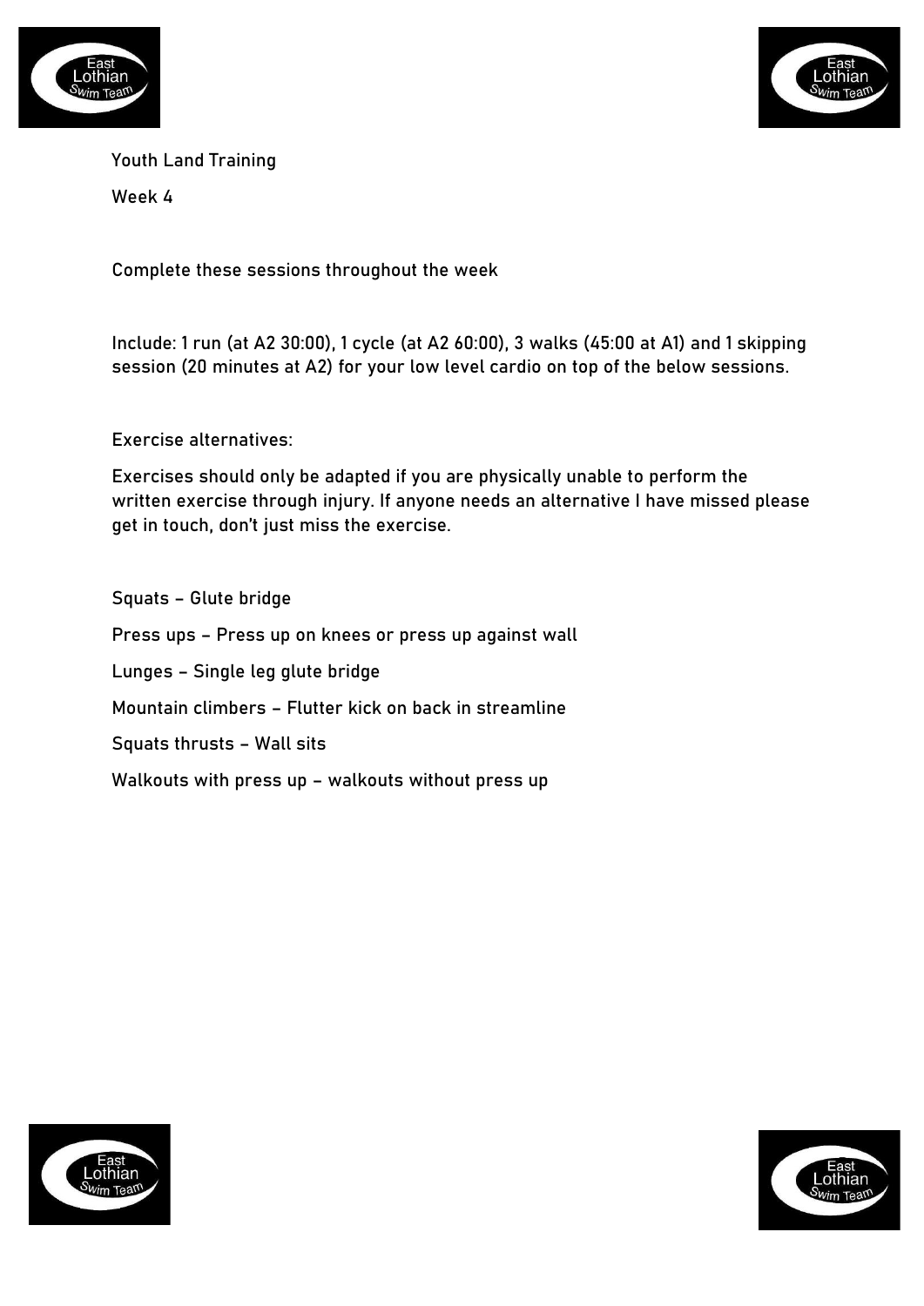Youth Land Training

Week 4

Complete these sessions throughout the week

Include: 1 run (at A2 30:00), 1 cycle (at A2 60:00), 3 walks (45:00 at A1) and 1 skipping session (20 minutes at A2) for your low level cardio on top of the below sessions.

Exercise alternatives:

Exercises should only be adapted if you are physically unable to perform the written exercise through injury. If anyone needs an alternative I have missed please get in touch, don't just miss the exercise.

Squats – Glute bridge

Press ups – Press up on knees or press up against wall

Lunges – Single leg glute bridge

Mountain climbers – Flutter kick on back in streamline

Squats thrusts – Wall sits

Walkouts with press up – walkouts without press up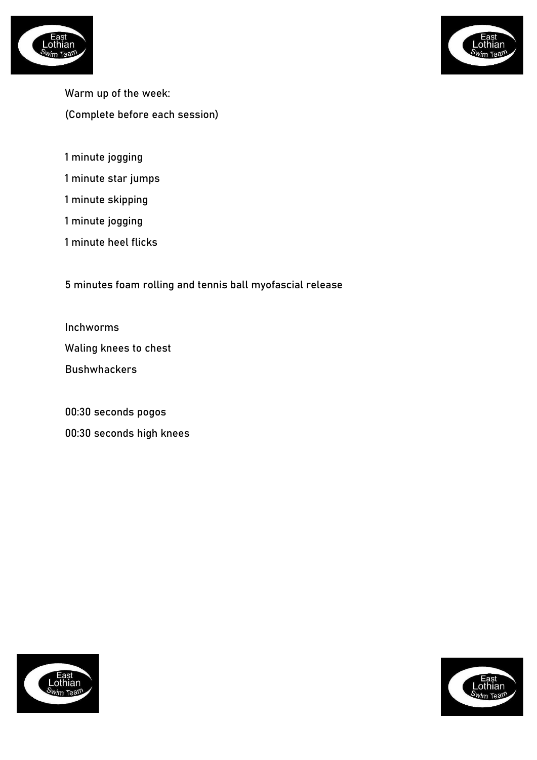Warm up of the week:

(Complete before each session)

1 minute jogging

1 minute star jumps

1 minute skipping

1 minute jogging

1 minute heel flicks

5 minutes foam rolling and tennis ball myofascial release

Inchworms

Waling knees to chest

Bushwhackers

00:30 seconds pogos

00:30 seconds high knees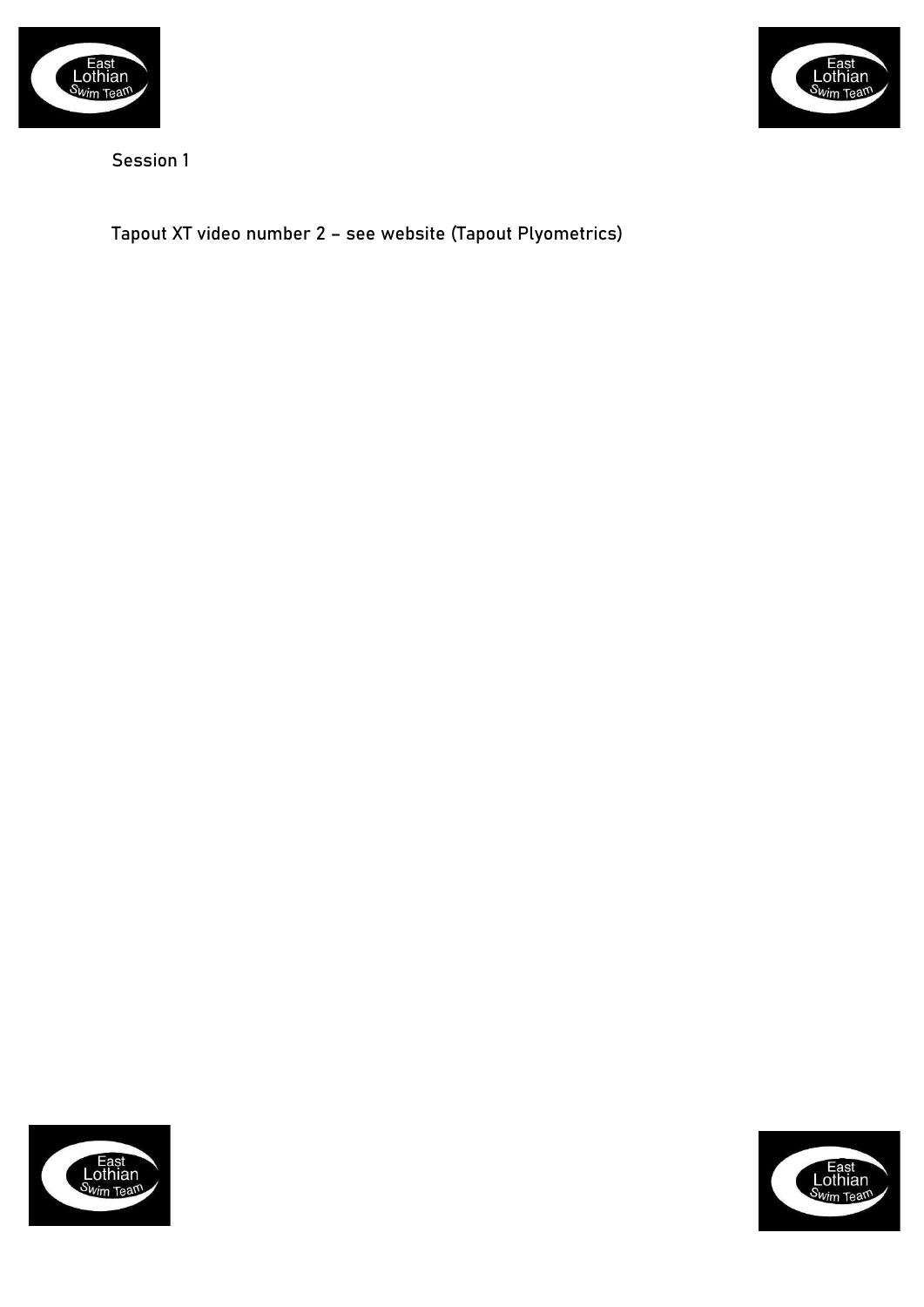Session 1

Tapout XT video number 2 – see website (Tapout Plyometrics)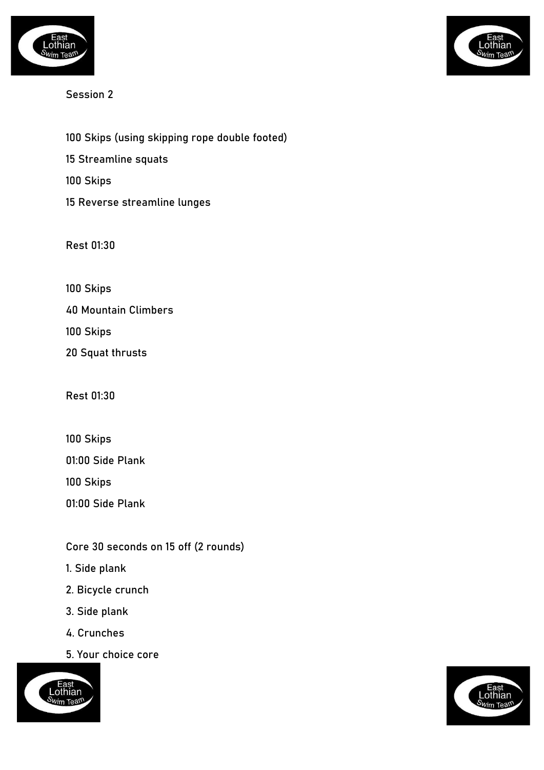## Session 2

100 Skips (using skipping rope double footed)

15 Streamline squats

100 Skips

15 Reverse streamline lunges

Rest 01:30

100 Skips

40 Mountain Climbers

100 Skips

20 Squat thrusts

Rest 01:30

100 Skips

01:00 Side Plank

100 Skips

01:00 Side Plank

Core 30 seconds on 15 off (2 rounds)

1. Side plank
2. Bicycle crunch
3. Side plank
4. Crunches
5. Your choice core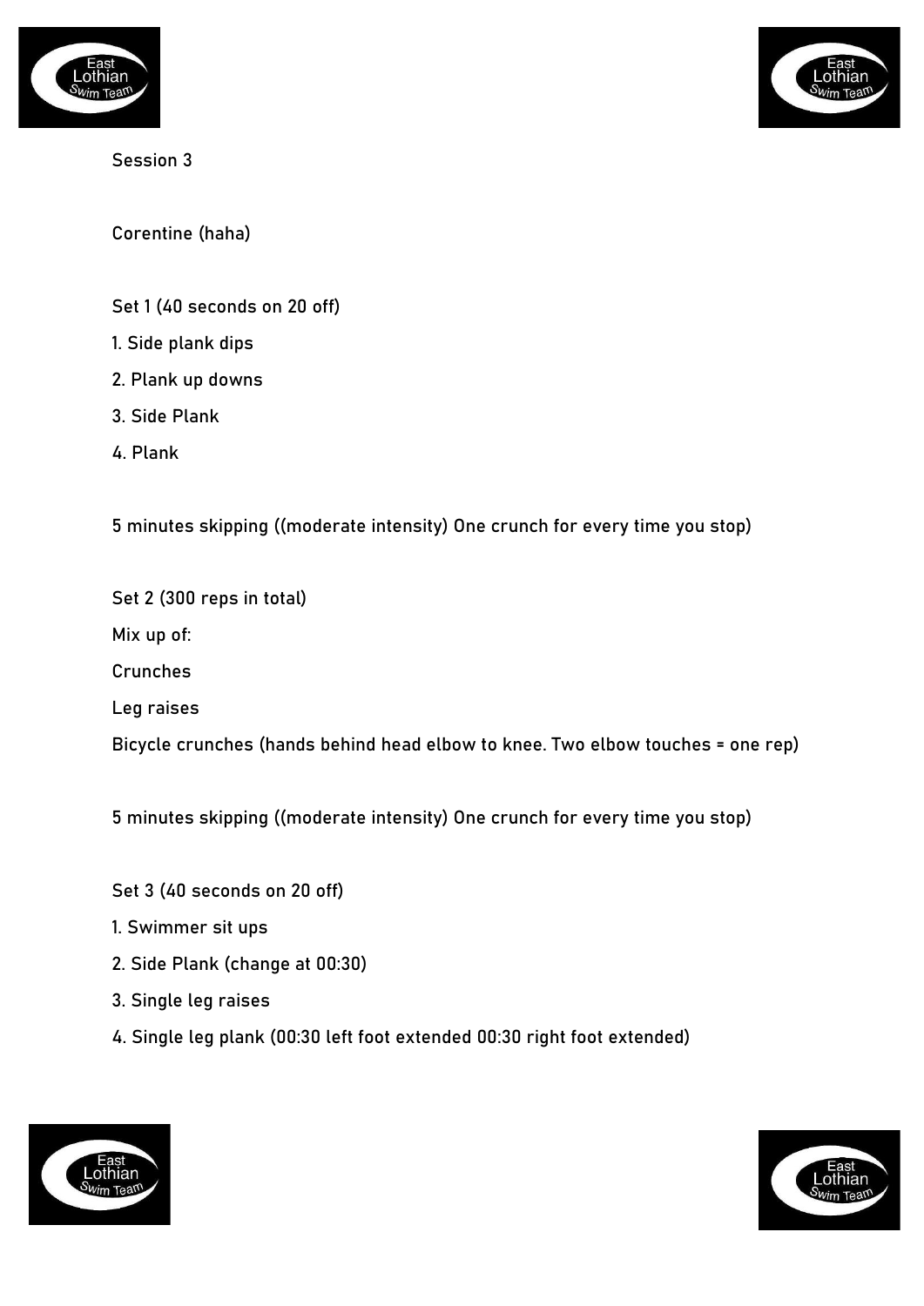Session 3

Corentine (haha)

Set 1 (40 seconds on 20 off)

1. Side plank dips
2. Plank up downs
3. Side Plank
4. Plank

5 minutes skipping ((moderate intensity) One crunch for every time you stop)

Set 2 (300 reps in total)

Mix up of:

Crunches

Leg raises

Bicycle crunches (hands behind head elbow to knee. Two elbow touches = one rep)

5 minutes skipping ((moderate intensity) One crunch for every time you stop)

Set 3 (40 seconds on 20 off)

1. Swimmer sit ups
2. Side Plank (change at 00:30)
3. Single leg raises
4. Single leg plank (00:30 left foot extended 00:30 right foot extended)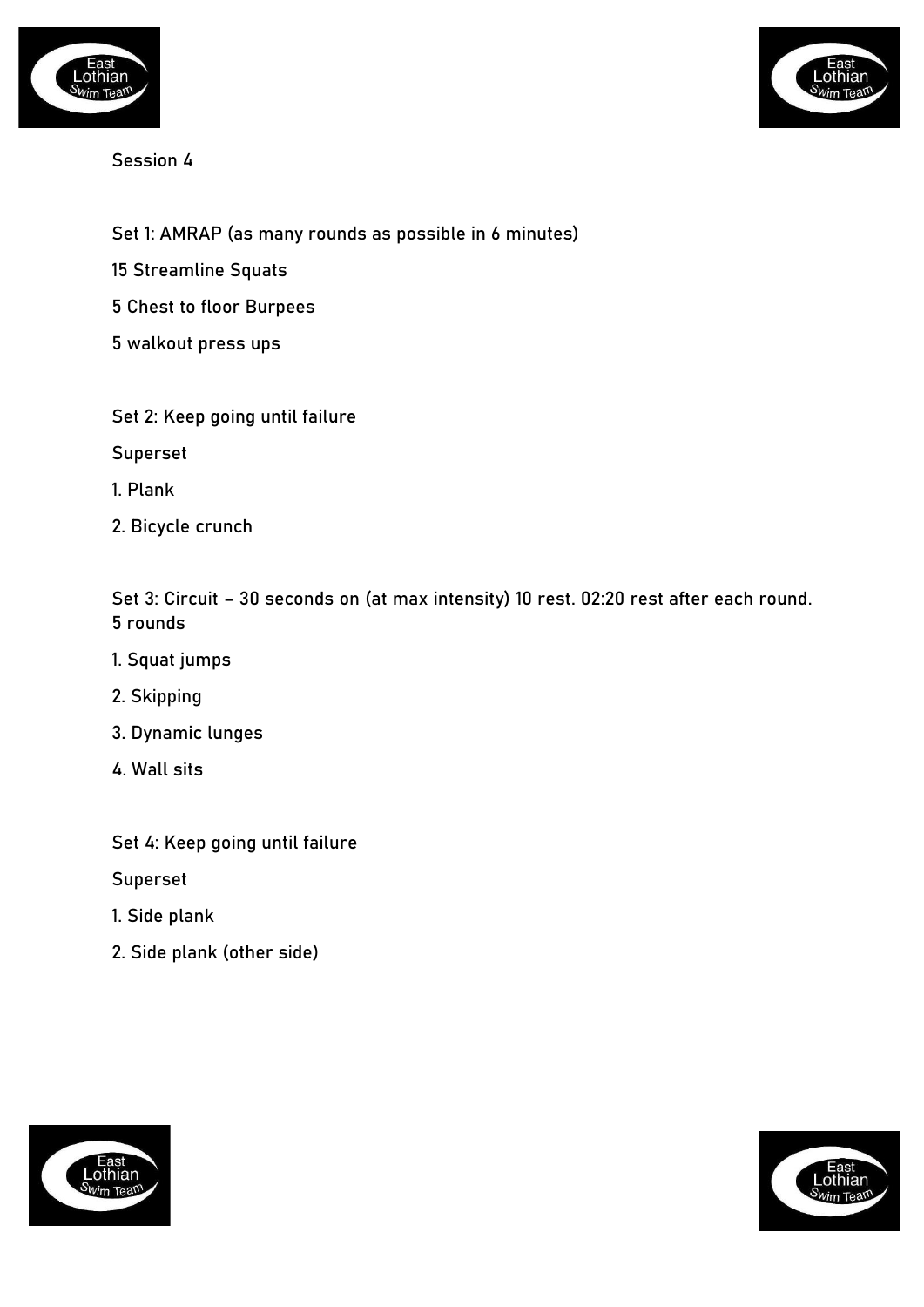Session 4

Set 1: AMRAP (as many rounds as possible in 6 minutes)

15 Streamline Squats

5 Chest to floor Burpees

5 walkout press ups

Set 2: Keep going until failure

Superset

1. Plank
2. Bicycle crunch

Set 3: Circuit – 30 seconds on (at max intensity) 10 rest. 02:20 rest after each round. 5 rounds

1. Squat jumps
2. Skipping
3. Dynamic lunges
4. Wall sits

Set 4: Keep going until failure

Superset

1. Side plank
2. Side plank (other side)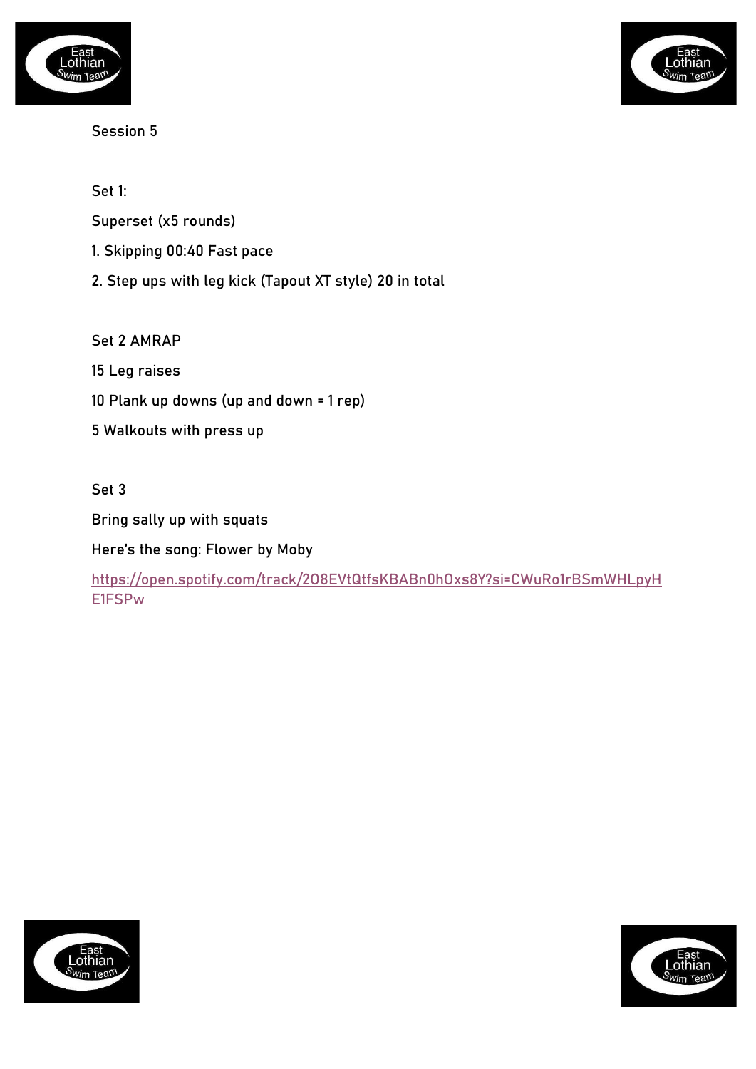Session 5

Set 1:

Superset (x5 rounds)

1. Skipping 00:40 Fast pace
2. Step ups with leg kick (Tapout XT style) 20 in total

Set 2 AMRAP

15 Leg raises

10 Plank up downs (up and down = 1 rep)

5 Walkouts with press up

Set 3

Bring sally up with squats

Here's the song: Flower by Moby

https://open.spotify.com/track/2O8EVtQtfsKBABn0h0xs8Y?si=CWuRo1rBSmWHLpyHE1FSPw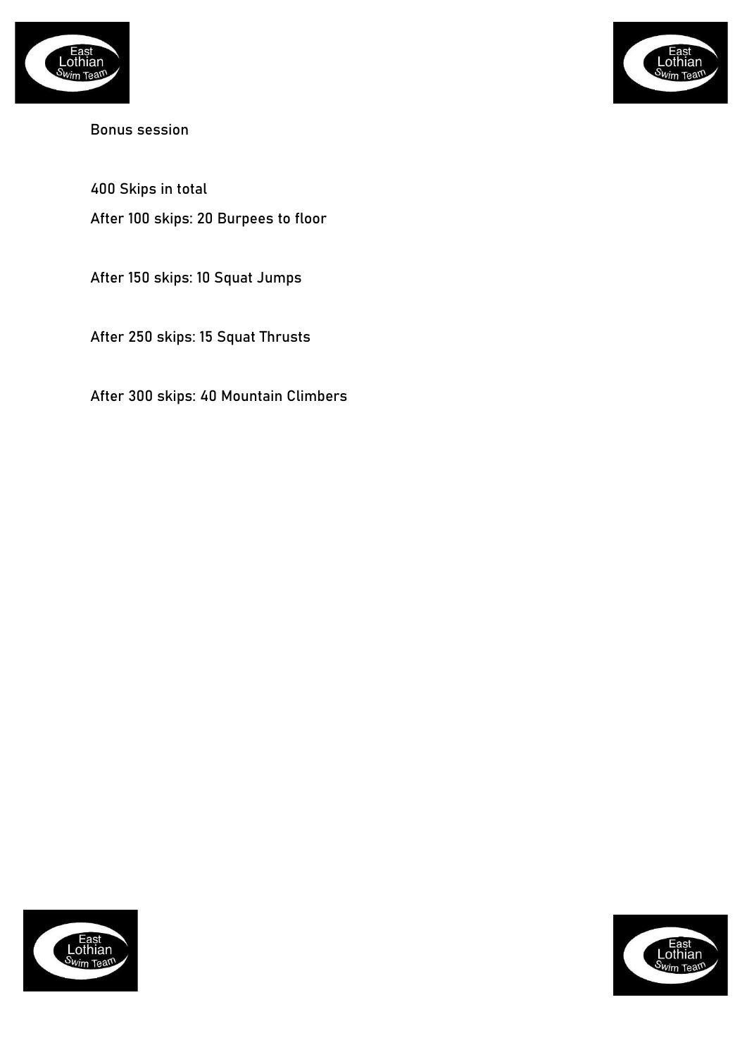Bonus session

400 Skips in total

After 100 skips: 20 Burpees to floor

After 150 skips: 10 Squat Jumps

After 250 skips: 15 Squat Thrusts

After 300 skips: 40 Mountain Climbers